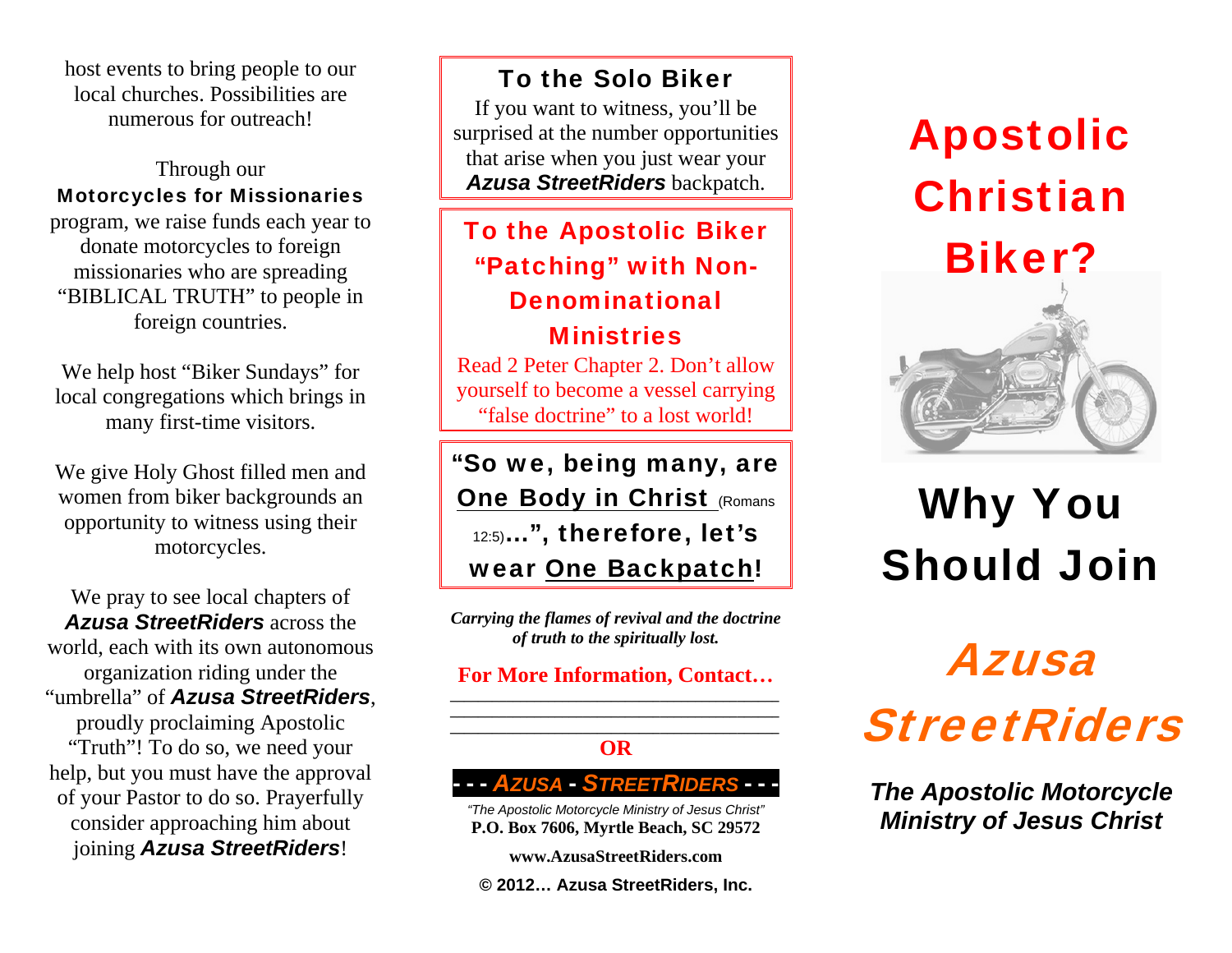host events to bring people to our local churches. Possibilities are numerous for outreach!

Through our **Motorcycles for Missionaries** program, we raise funds each year to donate motorcycles to foreign missionaries who are spreading "BIBLICAL TRUTH" to people in foreign countries.

We help host "Biker Sundays" for local congregations which brings in many first-time visitors.

We give Holy Ghost filled men and women from biker backgrounds an opportunity to witness using their motorcycles.

We pray to see local chapters of ***Azusa StreetRiders*** across the world, each with its own autonomous organization riding under the "umbrella" of ***Azusa StreetRiders***, proudly proclaiming Apostolic "Truth"! To do so, we need your help, but you must have the approval of your Pastor to do so. Prayerfully consider approaching him about joining ***Azusa StreetRiders***!

### To the Solo Biker

If you want to witness, you'll be surprised at the number opportunities that arise when you just wear your ***Azusa StreetRiders*** backpatch.

### To the Apostolic Biker "Patching" with Non-Denominational Ministries

Read 2 Peter Chapter 2. Don't allow yourself to become a vessel carrying "false doctrine" to a lost world!

**"So we, being many, are One Body in Christ** (Romans 12:5)**...", therefore, let's wear One Backpatch!**

***Carrying the flames of revival and the doctrine of truth to the spiritually lost.***

**For More Information, Contact…**

________________________________
________________________________
________________________________

**OR**

**- - - *AZUSA - STREETRIDERS* - - -**

*"The Apostolic Motorcycle Ministry of Jesus Christ"*
**P.O. Box 7606, Myrtle Beach, SC 29572**

**www.AzusaStreetRiders.com**

**© 2012… Azusa StreetRiders, Inc.**

# Apostolic Christian Biker?

# Why You Should Join

# *Azusa StreetRiders*

***The Apostolic Motorcycle Ministry of Jesus Christ***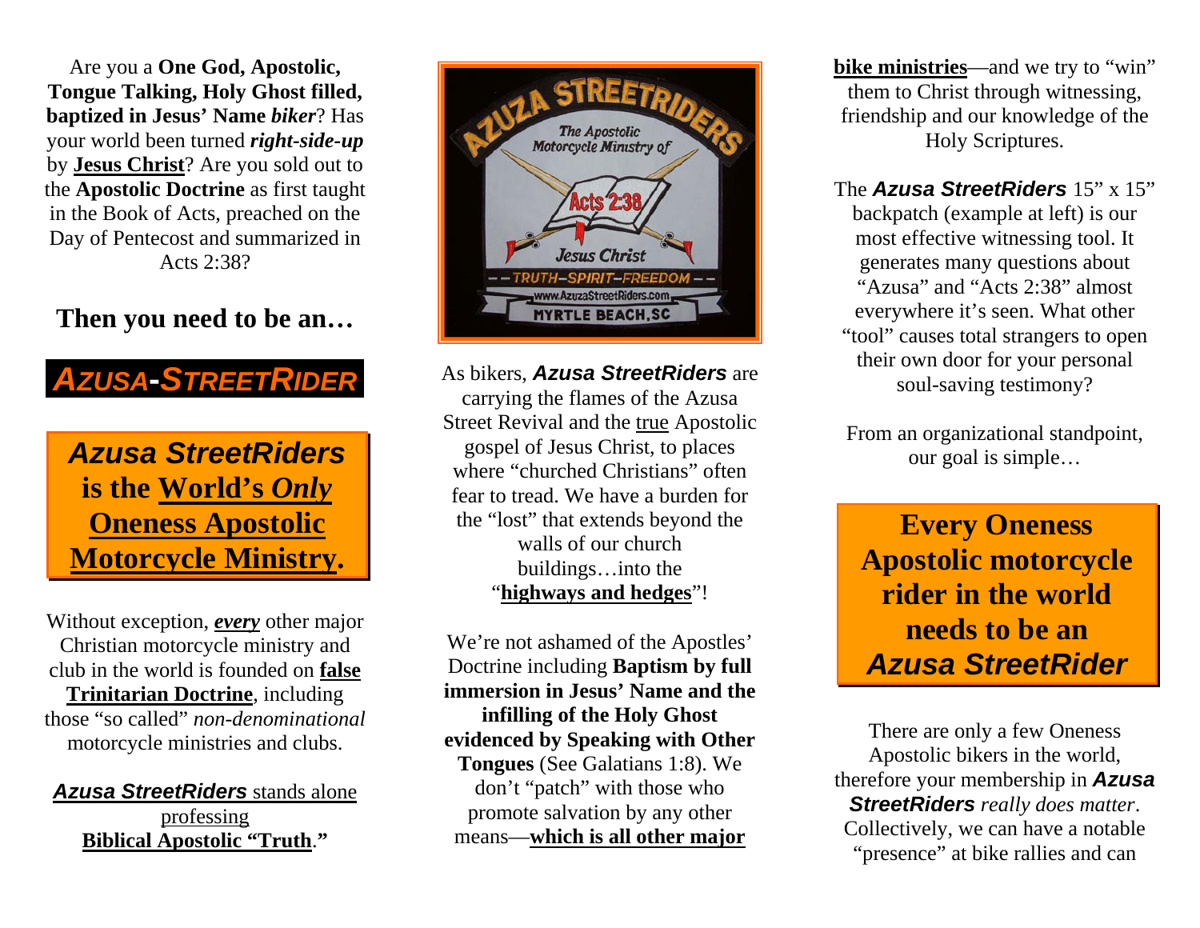Are you a **One God, Apostolic, Tongue Talking, Holy Ghost filled, baptized in Jesus' Name *biker***? Has your world been turned ***right-side-up*** by **Jesus Christ**? Are you sold out to the **Apostolic Doctrine** as first taught in the Book of Acts, preached on the Day of Pentecost and summarized in Acts 2:38?

## Then you need to be an…

# *AZUSA-STREETRIDER*

**Azusa StreetRiders is the World's *Only* Oneness Apostolic Motorcycle Ministry.**

Without exception, ***every*** other major Christian motorcycle ministry and club in the world is founded on **false Trinitarian Doctrine**, including those "so called" *non-denominational* motorcycle ministries and clubs.

***Azusa StreetRiders*** stands alone professing **Biblical Apostolic "Truth."**

AZUZA STREETRIDERS
The Apostolic Motorcycle Ministry of
Acts 2:38
Jesus Christ
TRUTH–SPIRIT–FREEDOM
www.AzuzaStreetRiders.com
MYRTLE BEACH, SC

As bikers, ***Azusa StreetRiders*** are carrying the flames of the Azusa Street Revival and the true Apostolic gospel of Jesus Christ, to places where "churched Christians" often fear to tread. We have a burden for the "lost" that extends beyond the walls of our church buildings…into the "**highways and hedges**"!

We're not ashamed of the Apostles' Doctrine including **Baptism by full immersion in Jesus' Name and the infilling of the Holy Ghost evidenced by Speaking with Other Tongues** (See Galatians 1:8). We don't "patch" with those who promote salvation by any other means—**which is all other major bike ministries**—and we try to "win" them to Christ through witnessing, friendship and our knowledge of the Holy Scriptures.

The ***Azusa StreetRiders*** 15" x 15" backpatch (example at left) is our most effective witnessing tool. It generates many questions about "Azusa" and "Acts 2:38" almost everywhere it's seen. What other "tool" causes total strangers to open their own door for your personal soul-saving testimony?

From an organizational standpoint, our goal is simple…

**Every Oneness Apostolic motorcycle rider in the world needs to be an *Azusa StreetRider***

There are only a few Oneness Apostolic bikers in the world, therefore your membership in ***Azusa StreetRiders*** *really does matter*. Collectively, we can have a notable "presence" at bike rallies and can